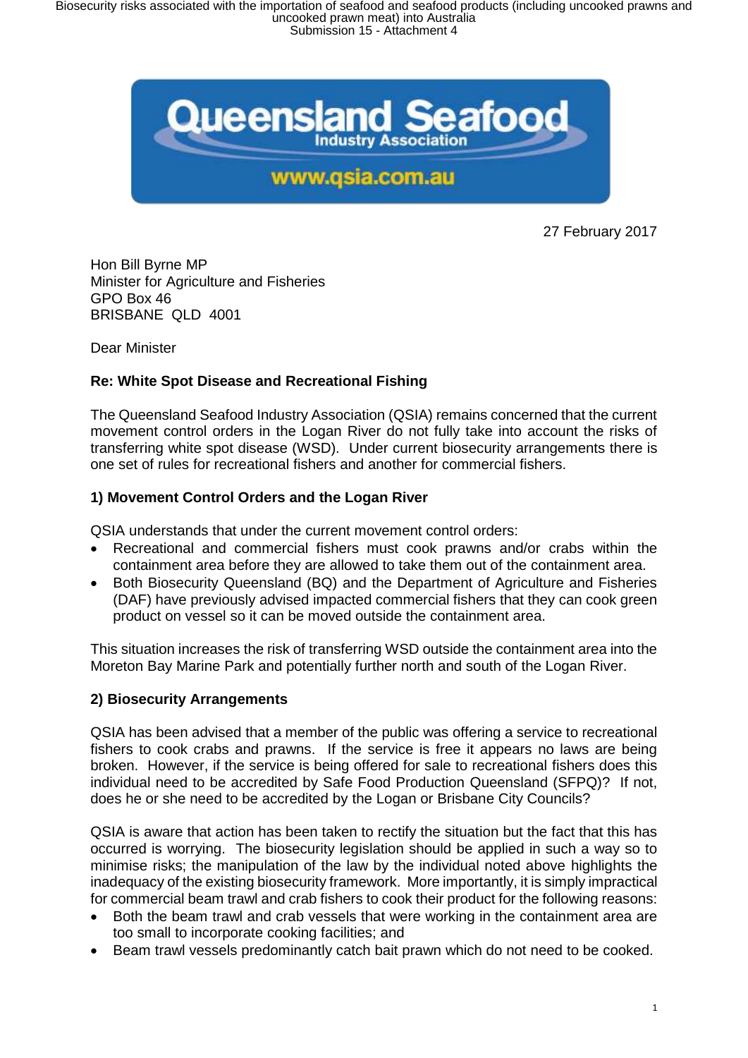27 February 2017

Hon Bill Byrne MP
Minister for Agriculture and Fisheries
GPO Box 46
BRISBANE QLD 4001

Dear Minister

**Re: White Spot Disease and Recreational Fishing**

The Queensland Seafood Industry Association (QSIA) remains concerned that the current movement control orders in the Logan River do not fully take into account the risks of transferring white spot disease (WSD). Under current biosecurity arrangements there is one set of rules for recreational fishers and another for commercial fishers.

**1) Movement Control Orders and the Logan River**

QSIA understands that under the current movement control orders:

- Recreational and commercial fishers must cook prawns and/or crabs within the containment area before they are allowed to take them out of the containment area.
- Both Biosecurity Queensland (BQ) and the Department of Agriculture and Fisheries (DAF) have previously advised impacted commercial fishers that they can cook green product on vessel so it can be moved outside the containment area.

This situation increases the risk of transferring WSD outside the containment area into the Moreton Bay Marine Park and potentially further north and south of the Logan River.

**2) Biosecurity Arrangements**

QSIA has been advised that a member of the public was offering a service to recreational fishers to cook crabs and prawns. If the service is free it appears no laws are being broken. However, if the service is being offered for sale to recreational fishers does this individual need to be accredited by Safe Food Production Queensland (SFPQ)? If not, does he or she need to be accredited by the Logan or Brisbane City Councils?

QSIA is aware that action has been taken to rectify the situation but the fact that this has occurred is worrying. The biosecurity legislation should be applied in such a way so to minimise risks; the manipulation of the law by the individual noted above highlights the inadequacy of the existing biosecurity framework. More importantly, it is simply impractical for commercial beam trawl and crab fishers to cook their product for the following reasons:

- Both the beam trawl and crab vessels that were working in the containment area are too small to incorporate cooking facilities; and
- Beam trawl vessels predominantly catch bait prawn which do not need to be cooked.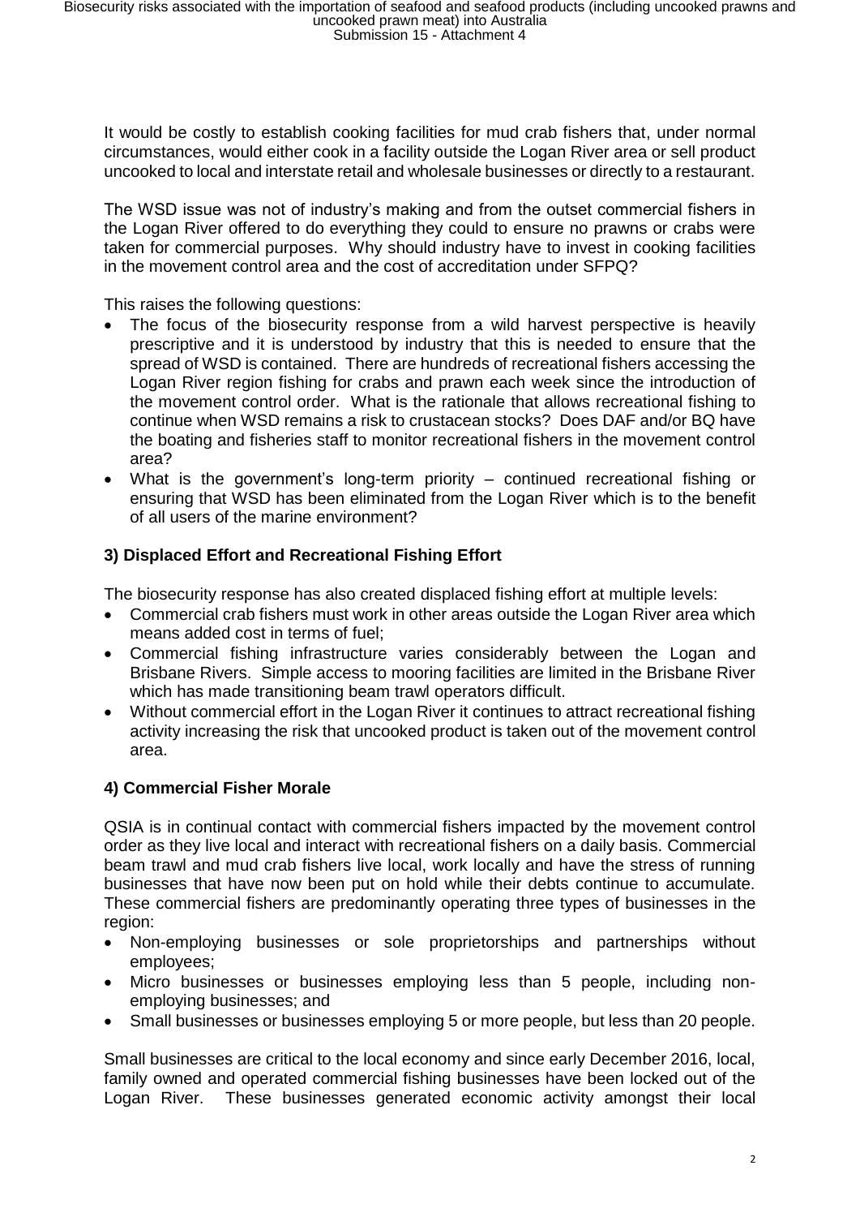It would be costly to establish cooking facilities for mud crab fishers that, under normal circumstances, would either cook in a facility outside the Logan River area or sell product uncooked to local and interstate retail and wholesale businesses or directly to a restaurant.

The WSD issue was not of industry's making and from the outset commercial fishers in the Logan River offered to do everything they could to ensure no prawns or crabs were taken for commercial purposes. Why should industry have to invest in cooking facilities in the movement control area and the cost of accreditation under SFPQ?

This raises the following questions:

- The focus of the biosecurity response from a wild harvest perspective is heavily prescriptive and it is understood by industry that this is needed to ensure that the spread of WSD is contained. There are hundreds of recreational fishers accessing the Logan River region fishing for crabs and prawn each week since the introduction of the movement control order. What is the rationale that allows recreational fishing to continue when WSD remains a risk to crustacean stocks? Does DAF and/or BQ have the boating and fisheries staff to monitor recreational fishers in the movement control area?
- What is the government's long-term priority – continued recreational fishing or ensuring that WSD has been eliminated from the Logan River which is to the benefit of all users of the marine environment?

### 3) Displaced Effort and Recreational Fishing Effort

The biosecurity response has also created displaced fishing effort at multiple levels:

- Commercial crab fishers must work in other areas outside the Logan River area which means added cost in terms of fuel;
- Commercial fishing infrastructure varies considerably between the Logan and Brisbane Rivers. Simple access to mooring facilities are limited in the Brisbane River which has made transitioning beam trawl operators difficult.
- Without commercial effort in the Logan River it continues to attract recreational fishing activity increasing the risk that uncooked product is taken out of the movement control area.

### 4) Commercial Fisher Morale

QSIA is in continual contact with commercial fishers impacted by the movement control order as they live local and interact with recreational fishers on a daily basis. Commercial beam trawl and mud crab fishers live local, work locally and have the stress of running businesses that have now been put on hold while their debts continue to accumulate. These commercial fishers are predominantly operating three types of businesses in the region:

- Non-employing businesses or sole proprietorships and partnerships without employees;
- Micro businesses or businesses employing less than 5 people, including non-employing businesses; and
- Small businesses or businesses employing 5 or more people, but less than 20 people.

Small businesses are critical to the local economy and since early December 2016, local, family owned and operated commercial fishing businesses have been locked out of the Logan River. These businesses generated economic activity amongst their local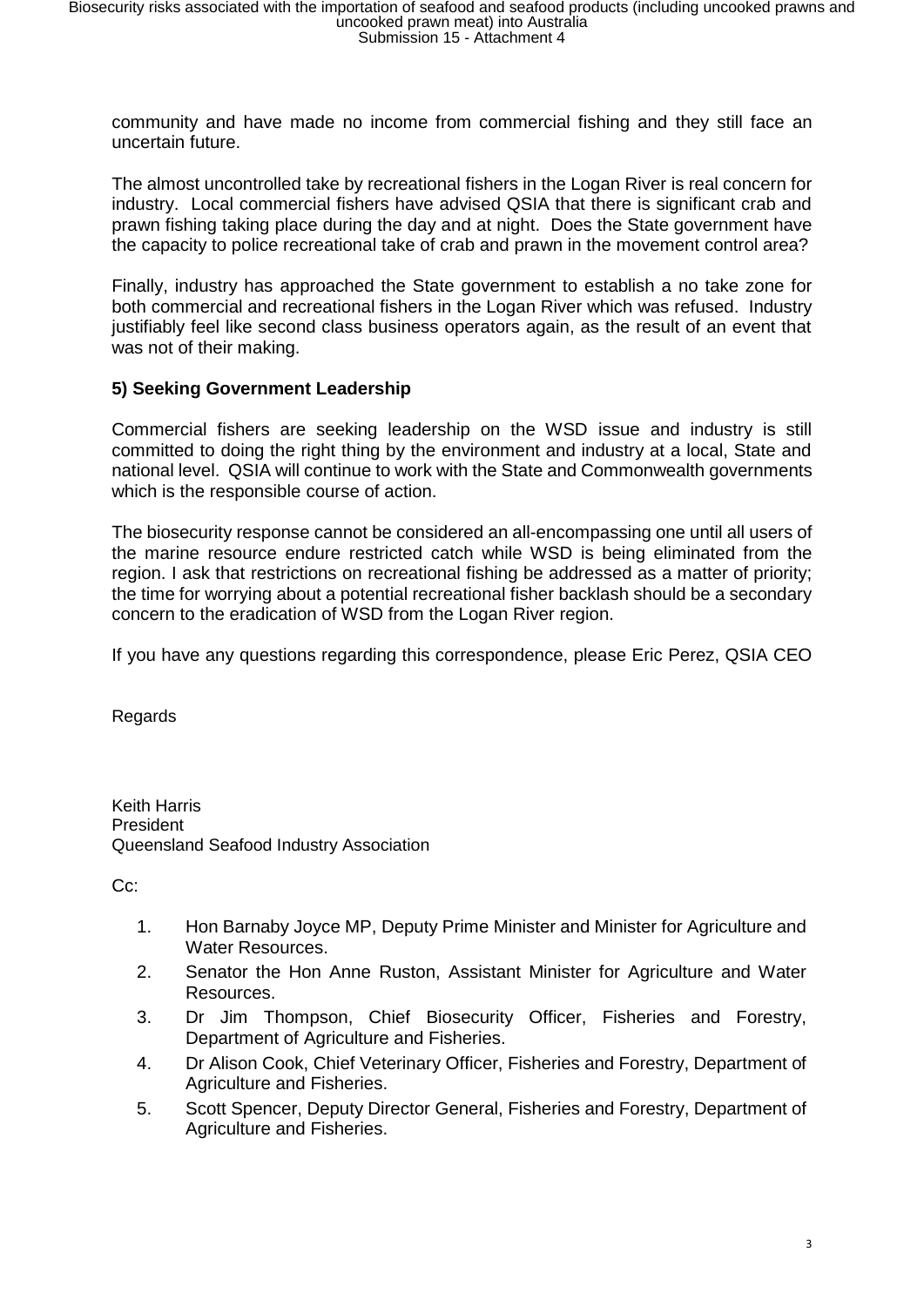community and have made no income from commercial fishing and they still face an uncertain future.

The almost uncontrolled take by recreational fishers in the Logan River is real concern for industry. Local commercial fishers have advised QSIA that there is significant crab and prawn fishing taking place during the day and at night. Does the State government have the capacity to police recreational take of crab and prawn in the movement control area?

Finally, industry has approached the State government to establish a no take zone for both commercial and recreational fishers in the Logan River which was refused. Industry justifiably feel like second class business operators again, as the result of an event that was not of their making.

**5) Seeking Government Leadership**

Commercial fishers are seeking leadership on the WSD issue and industry is still committed to doing the right thing by the environment and industry at a local, State and national level. QSIA will continue to work with the State and Commonwealth governments which is the responsible course of action.

The biosecurity response cannot be considered an all-encompassing one until all users of the marine resource endure restricted catch while WSD is being eliminated from the region. I ask that restrictions on recreational fishing be addressed as a matter of priority; the time for worrying about a potential recreational fisher backlash should be a secondary concern to the eradication of WSD from the Logan River region.

If you have any questions regarding this correspondence, please Eric Perez, QSIA CEO

Regards

Keith Harris
President
Queensland Seafood Industry Association

Cc:

1. Hon Barnaby Joyce MP, Deputy Prime Minister and Minister for Agriculture and Water Resources.
2. Senator the Hon Anne Ruston, Assistant Minister for Agriculture and Water Resources.
3. Dr Jim Thompson, Chief Biosecurity Officer, Fisheries and Forestry, Department of Agriculture and Fisheries.
4. Dr Alison Cook, Chief Veterinary Officer, Fisheries and Forestry, Department of Agriculture and Fisheries.
5. Scott Spencer, Deputy Director General, Fisheries and Forestry, Department of Agriculture and Fisheries.